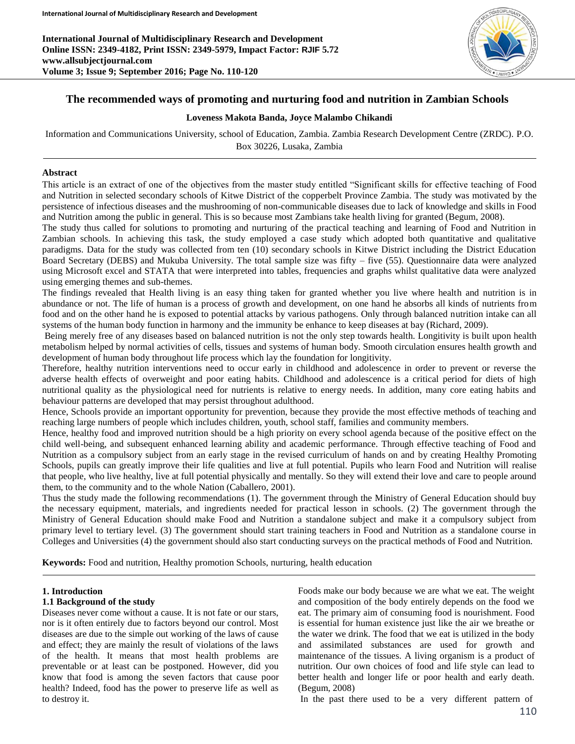# The recommended ways of promoting and nurturing food and nutrition in Zambian Schools

**Loveness Makota Banda, Joyce Malambo Chikandi**

Information and Communications University, school of Education, Zambia. Zambia Research Development Centre (ZRDC). P.O. Box 30226, Lusaka, Zambia

## Abstract

This article is an extract of one of the objectives from the master study entitled "Significant skills for effective teaching of Food and Nutrition in selected secondary schools of Kitwe District of the copperbelt Province Zambia. The study was motivated by the persistence of infectious diseases and the mushrooming of non-communicable diseases due to lack of knowledge and skills in Food and Nutrition among the public in general. This is so because most Zambians take health living for granted (Begum, 2008).

The study thus called for solutions to promoting and nurturing of the practical teaching and learning of Food and Nutrition in Zambian schools. In achieving this task, the study employed a case study which adopted both quantitative and qualitative paradigms. Data for the study was collected from ten (10) secondary schools in Kitwe District including the District Education Board Secretary (DEBS) and Mukuba University. The total sample size was fifty – five (55). Questionnaire data were analyzed using Microsoft excel and STATA that were interpreted into tables, frequencies and graphs whilst qualitative data were analyzed using emerging themes and sub-themes.

The findings revealed that Health living is an easy thing taken for granted whether you live where health and nutrition is in abundance or not. The life of human is a process of growth and development, on one hand he absorbs all kinds of nutrients from food and on the other hand he is exposed to potential attacks by various pathogens. Only through balanced nutrition intake can all systems of the human body function in harmony and the immunity be enhance to keep diseases at bay (Richard, 2009).

Being merely free of any diseases based on balanced nutrition is not the only step towards health. Longitivity is built upon health metabolism helped by normal activities of cells, tissues and systems of human body. Smooth circulation ensures health growth and development of human body throughout life process which lay the foundation for longitivity.

Therefore, healthy nutrition interventions need to occur early in childhood and adolescence in order to prevent or reverse the adverse health effects of overweight and poor eating habits. Childhood and adolescence is a critical period for diets of high nutritional quality as the physiological need for nutrients is relative to energy needs. In addition, many core eating habits and behaviour patterns are developed that may persist throughout adulthood.

Hence, Schools provide an important opportunity for prevention, because they provide the most effective methods of teaching and reaching large numbers of people which includes children, youth, school staff, families and community members.

Hence, healthy food and improved nutrition should be a high priority on every school agenda because of the positive effect on the child well-being, and subsequent enhanced learning ability and academic performance. Through effective teaching of Food and Nutrition as a compulsory subject from an early stage in the revised curriculum of hands on and by creating Healthy Promoting Schools, pupils can greatly improve their life qualities and live at full potential. Pupils who learn Food and Nutrition will realise that people, who live healthy, live at full potential physically and mentally. So they will extend their love and care to people around them, to the community and to the whole Nation (Caballero, 2001).

Thus the study made the following recommendations (1). The government through the Ministry of General Education should buy the necessary equipment, materials, and ingredients needed for practical lesson in schools. (2) The government through the Ministry of General Education should make Food and Nutrition a standalone subject and make it a compulsory subject from primary level to tertiary level. (3) The government should start training teachers in Food and Nutrition as a standalone course in Colleges and Universities (4) the government should also start conducting surveys on the practical methods of Food and Nutrition.

**Keywords:** Food and nutrition, Healthy promotion Schools, nurturing, health education

## 1. Introduction

### 1.1 Background of the study

Diseases never come without a cause. It is not fate or our stars, nor is it often entirely due to factors beyond our control. Most diseases are due to the simple out working of the laws of cause and effect; they are mainly the result of violations of the laws of the health. It means that most health problems are preventable or at least can be postponed. However, did you know that food is among the seven factors that cause poor health? Indeed, food has the power to preserve life as well as to destroy it.

Foods make our body because we are what we eat. The weight and composition of the body entirely depends on the food we eat. The primary aim of consuming food is nourishment. Food is essential for human existence just like the air we breathe or the water we drink. The food that we eat is utilized in the body and assimilated substances are used for growth and maintenance of the tissues. A living organism is a product of nutrition. Our own choices of food and life style can lead to better health and longer life or poor health and early death. (Begum, 2008)

In the past there used to be a very different pattern of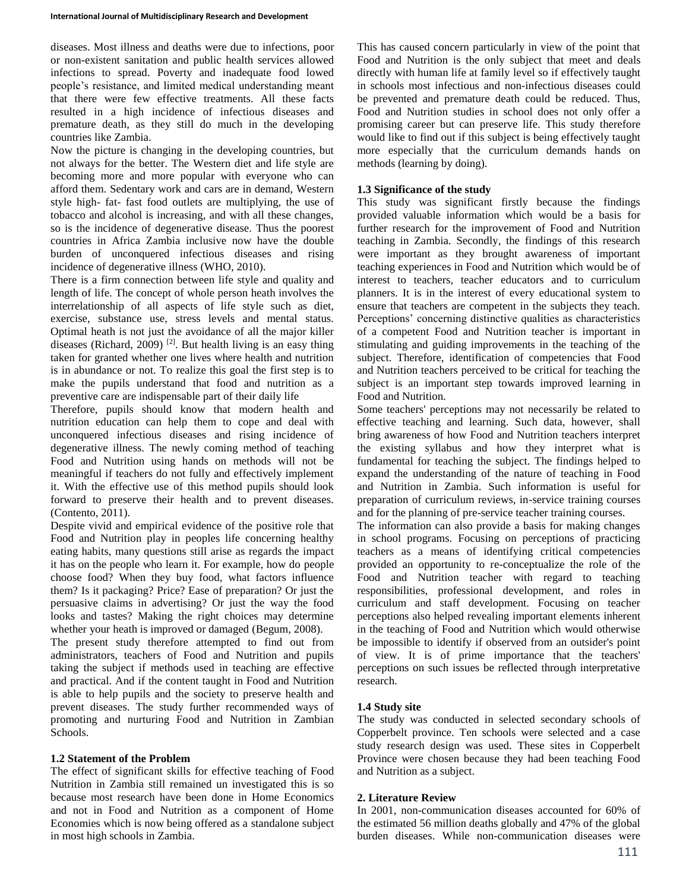diseases. Most illness and deaths were due to infections, poor or non-existent sanitation and public health services allowed infections to spread. Poverty and inadequate food lowed people's resistance, and limited medical understanding meant that there were few effective treatments. All these facts resulted in a high incidence of infectious diseases and premature death, as they still do much in the developing countries like Zambia.

Now the picture is changing in the developing countries, but not always for the better. The Western diet and life style are becoming more and more popular with everyone who can afford them. Sedentary work and cars are in demand, Western style high- fat- fast food outlets are multiplying, the use of tobacco and alcohol is increasing, and with all these changes, so is the incidence of degenerative disease. Thus the poorest countries in Africa Zambia inclusive now have the double burden of unconquered infectious diseases and rising incidence of degenerative illness (WHO, 2010).

There is a firm connection between life style and quality and length of life. The concept of whole person heath involves the interrelationship of all aspects of life style such as diet, exercise, substance use, stress levels and mental status. Optimal heath is not just the avoidance of all the major killer diseases (Richard, 2009) [2]. But health living is an easy thing taken for granted whether one lives where health and nutrition is in abundance or not. To realize this goal the first step is to make the pupils understand that food and nutrition as a preventive care are indispensable part of their daily life

Therefore, pupils should know that modern health and nutrition education can help them to cope and deal with unconquered infectious diseases and rising incidence of degenerative illness. The newly coming method of teaching Food and Nutrition using hands on methods will not be meaningful if teachers do not fully and effectively implement it. With the effective use of this method pupils should look forward to preserve their health and to prevent diseases. (Contento, 2011).

Despite vivid and empirical evidence of the positive role that Food and Nutrition play in peoples life concerning healthy eating habits, many questions still arise as regards the impact it has on the people who learn it. For example, how do people choose food? When they buy food, what factors influence them? Is it packaging? Price? Ease of preparation? Or just the persuasive claims in advertising? Or just the way the food looks and tastes? Making the right choices may determine whether your heath is improved or damaged (Begum, 2008).

The present study therefore attempted to find out from administrators, teachers of Food and Nutrition and pupils taking the subject if methods used in teaching are effective and practical. And if the content taught in Food and Nutrition is able to help pupils and the society to preserve health and prevent diseases. The study further recommended ways of promoting and nurturing Food and Nutrition in Zambian Schools.

### 1.2 Statement of the Problem

The effect of significant skills for effective teaching of Food Nutrition in Zambia still remained un investigated this is so because most research have been done in Home Economics and not in Food and Nutrition as a component of Home Economies which is now being offered as a standalone subject in most high schools in Zambia.

This has caused concern particularly in view of the point that Food and Nutrition is the only subject that meet and deals directly with human life at family level so if effectively taught in schools most infectious and non-infectious diseases could be prevented and premature death could be reduced. Thus, Food and Nutrition studies in school does not only offer a promising career but can preserve life. This study therefore would like to find out if this subject is being effectively taught more especially that the curriculum demands hands on methods (learning by doing).

### 1.3 Significance of the study

This study was significant firstly because the findings provided valuable information which would be a basis for further research for the improvement of Food and Nutrition teaching in Zambia. Secondly, the findings of this research were important as they brought awareness of important teaching experiences in Food and Nutrition which would be of interest to teachers, teacher educators and to curriculum planners. It is in the interest of every educational system to ensure that teachers are competent in the subjects they teach. Perceptions' concerning distinctive qualities as characteristics of a competent Food and Nutrition teacher is important in stimulating and guiding improvements in the teaching of the subject. Therefore, identification of competencies that Food and Nutrition teachers perceived to be critical for teaching the subject is an important step towards improved learning in Food and Nutrition.

Some teachers' perceptions may not necessarily be related to effective teaching and learning. Such data, however, shall bring awareness of how Food and Nutrition teachers interpret the existing syllabus and how they interpret what is fundamental for teaching the subject. The findings helped to expand the understanding of the nature of teaching in Food and Nutrition in Zambia. Such information is useful for preparation of curriculum reviews, in-service training courses and for the planning of pre-service teacher training courses.

The information can also provide a basis for making changes in school programs. Focusing on perceptions of practicing teachers as a means of identifying critical competencies provided an opportunity to re-conceptualize the role of the Food and Nutrition teacher with regard to teaching responsibilities, professional development, and roles in curriculum and staff development. Focusing on teacher perceptions also helped revealing important elements inherent in the teaching of Food and Nutrition which would otherwise be impossible to identify if observed from an outsider's point of view. It is of prime importance that the teachers' perceptions on such issues be reflected through interpretative research.

### 1.4 Study site

The study was conducted in selected secondary schools of Copperbelt province. Ten schools were selected and a case study research design was used. These sites in Copperbelt Province were chosen because they had been teaching Food and Nutrition as a subject.

## 2. Literature Review

In 2001, non-communication diseases accounted for 60% of the estimated 56 million deaths globally and 47% of the global burden diseases. While non-communication diseases were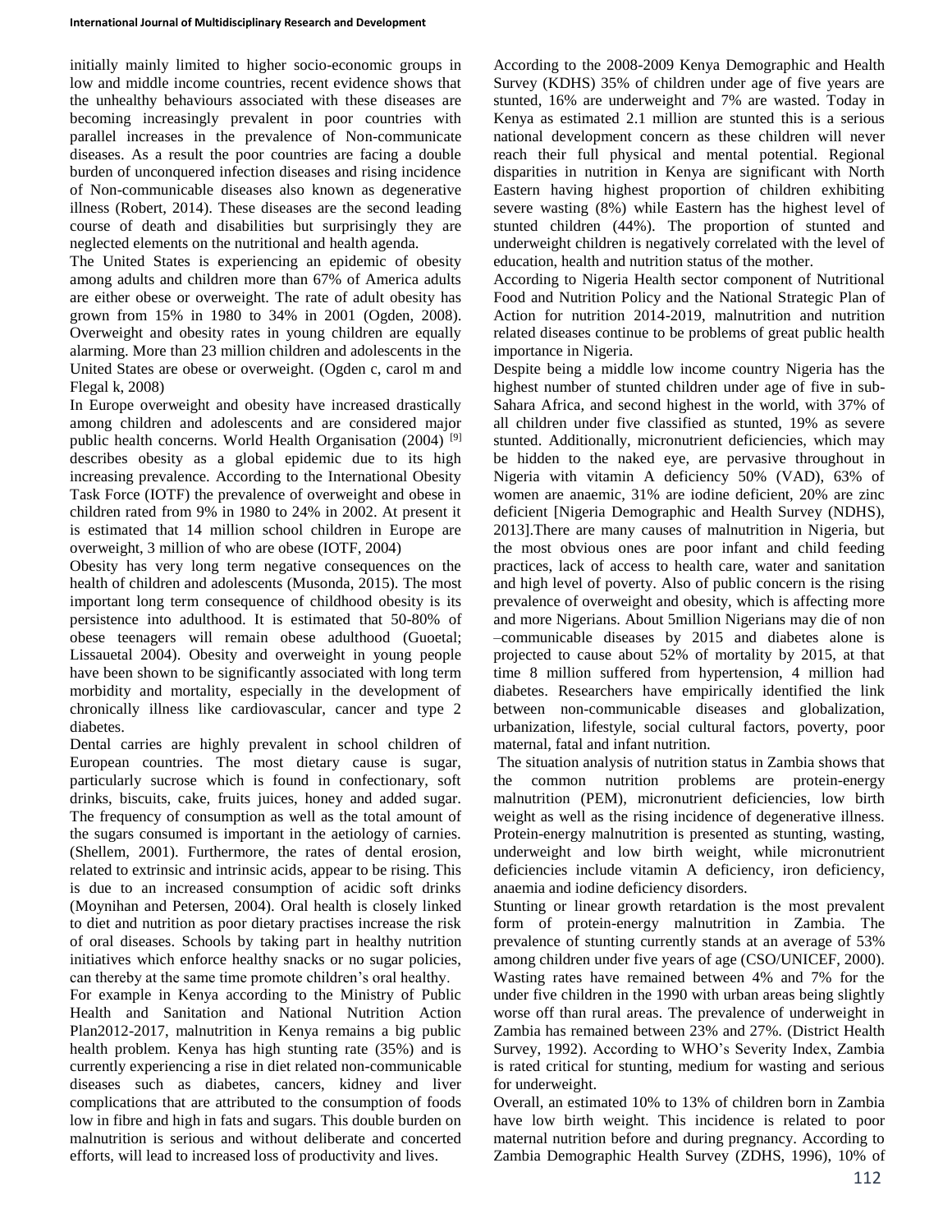initially mainly limited to higher socio-economic groups in low and middle income countries, recent evidence shows that the unhealthy behaviours associated with these diseases are becoming increasingly prevalent in poor countries with parallel increases in the prevalence of Non-communicate diseases. As a result the poor countries are facing a double burden of unconquered infection diseases and rising incidence of Non-communicable diseases also known as degenerative illness (Robert, 2014). These diseases are the second leading course of death and disabilities but surprisingly they are neglected elements on the nutritional and health agenda.

The United States is experiencing an epidemic of obesity among adults and children more than 67% of America adults are either obese or overweight. The rate of adult obesity has grown from 15% in 1980 to 34% in 2001 (Ogden, 2008). Overweight and obesity rates in young children are equally alarming. More than 23 million children and adolescents in the United States are obese or overweight. (Ogden c, carol m and Flegal k, 2008)

In Europe overweight and obesity have increased drastically among children and adolescents and are considered major public health concerns. World Health Organisation (2004) [9] describes obesity as a global epidemic due to its high increasing prevalence. According to the International Obesity Task Force (IOTF) the prevalence of overweight and obese in children rated from 9% in 1980 to 24% in 2002. At present it is estimated that 14 million school children in Europe are overweight, 3 million of who are obese (IOTF, 2004)

Obesity has very long term negative consequences on the health of children and adolescents (Musonda, 2015). The most important long term consequence of childhood obesity is its persistence into adulthood. It is estimated that 50-80% of obese teenagers will remain obese adulthood (Guoetal; Lissauetal 2004). Obesity and overweight in young people have been shown to be significantly associated with long term morbidity and mortality, especially in the development of chronically illness like cardiovascular, cancer and type 2 diabetes.

Dental carries are highly prevalent in school children of European countries. The most dietary cause is sugar, particularly sucrose which is found in confectionary, soft drinks, biscuits, cake, fruits juices, honey and added sugar. The frequency of consumption as well as the total amount of the sugars consumed is important in the aetiology of carnies. (Shellem, 2001). Furthermore, the rates of dental erosion, related to extrinsic and intrinsic acids, appear to be rising. This is due to an increased consumption of acidic soft drinks (Moynihan and Petersen, 2004). Oral health is closely linked to diet and nutrition as poor dietary practises increase the risk of oral diseases. Schools by taking part in healthy nutrition initiatives which enforce healthy snacks or no sugar policies, can thereby at the same time promote children's oral healthy.

For example in Kenya according to the Ministry of Public Health and Sanitation and National Nutrition Action Plan2012-2017, malnutrition in Kenya remains a big public health problem. Kenya has high stunting rate (35%) and is currently experiencing a rise in diet related non-communicable diseases such as diabetes, cancers, kidney and liver complications that are attributed to the consumption of foods low in fibre and high in fats and sugars. This double burden on malnutrition is serious and without deliberate and concerted efforts, will lead to increased loss of productivity and lives.

According to the 2008-2009 Kenya Demographic and Health Survey (KDHS) 35% of children under age of five years are stunted, 16% are underweight and 7% are wasted. Today in Kenya as estimated 2.1 million are stunted this is a serious national development concern as these children will never reach their full physical and mental potential. Regional disparities in nutrition in Kenya are significant with North Eastern having highest proportion of children exhibiting severe wasting (8%) while Eastern has the highest level of stunted children (44%). The proportion of stunted and underweight children is negatively correlated with the level of education, health and nutrition status of the mother.

According to Nigeria Health sector component of Nutritional Food and Nutrition Policy and the National Strategic Plan of Action for nutrition 2014-2019, malnutrition and nutrition related diseases continue to be problems of great public health importance in Nigeria.

Despite being a middle low income country Nigeria has the highest number of stunted children under age of five in sub-Sahara Africa, and second highest in the world, with 37% of all children under five classified as stunted, 19% as severe stunted. Additionally, micronutrient deficiencies, which may be hidden to the naked eye, are pervasive throughout in Nigeria with vitamin A deficiency 50% (VAD), 63% of women are anaemic, 31% are iodine deficient, 20% are zinc deficient [Nigeria Demographic and Health Survey (NDHS), 2013].There are many causes of malnutrition in Nigeria, but the most obvious ones are poor infant and child feeding practices, lack of access to health care, water and sanitation and high level of poverty. Also of public concern is the rising prevalence of overweight and obesity, which is affecting more and more Nigerians. About 5million Nigerians may die of non –communicable diseases by 2015 and diabetes alone is projected to cause about 52% of mortality by 2015, at that time 8 million suffered from hypertension, 4 million had diabetes. Researchers have empirically identified the link between non-communicable diseases and globalization, urbanization, lifestyle, social cultural factors, poverty, poor maternal, fatal and infant nutrition.

The situation analysis of nutrition status in Zambia shows that the common nutrition problems are protein-energy malnutrition (PEM), micronutrient deficiencies, low birth weight as well as the rising incidence of degenerative illness. Protein-energy malnutrition is presented as stunting, wasting, underweight and low birth weight, while micronutrient deficiencies include vitamin A deficiency, iron deficiency, anaemia and iodine deficiency disorders.

Stunting or linear growth retardation is the most prevalent form of protein-energy malnutrition in Zambia. The prevalence of stunting currently stands at an average of 53% among children under five years of age (CSO/UNICEF, 2000). Wasting rates have remained between 4% and 7% for the under five children in the 1990 with urban areas being slightly worse off than rural areas. The prevalence of underweight in Zambia has remained between 23% and 27%. (District Health Survey, 1992). According to WHO's Severity Index, Zambia is rated critical for stunting, medium for wasting and serious for underweight.

Overall, an estimated 10% to 13% of children born in Zambia have low birth weight. This incidence is related to poor maternal nutrition before and during pregnancy. According to Zambia Demographic Health Survey (ZDHS, 1996), 10% of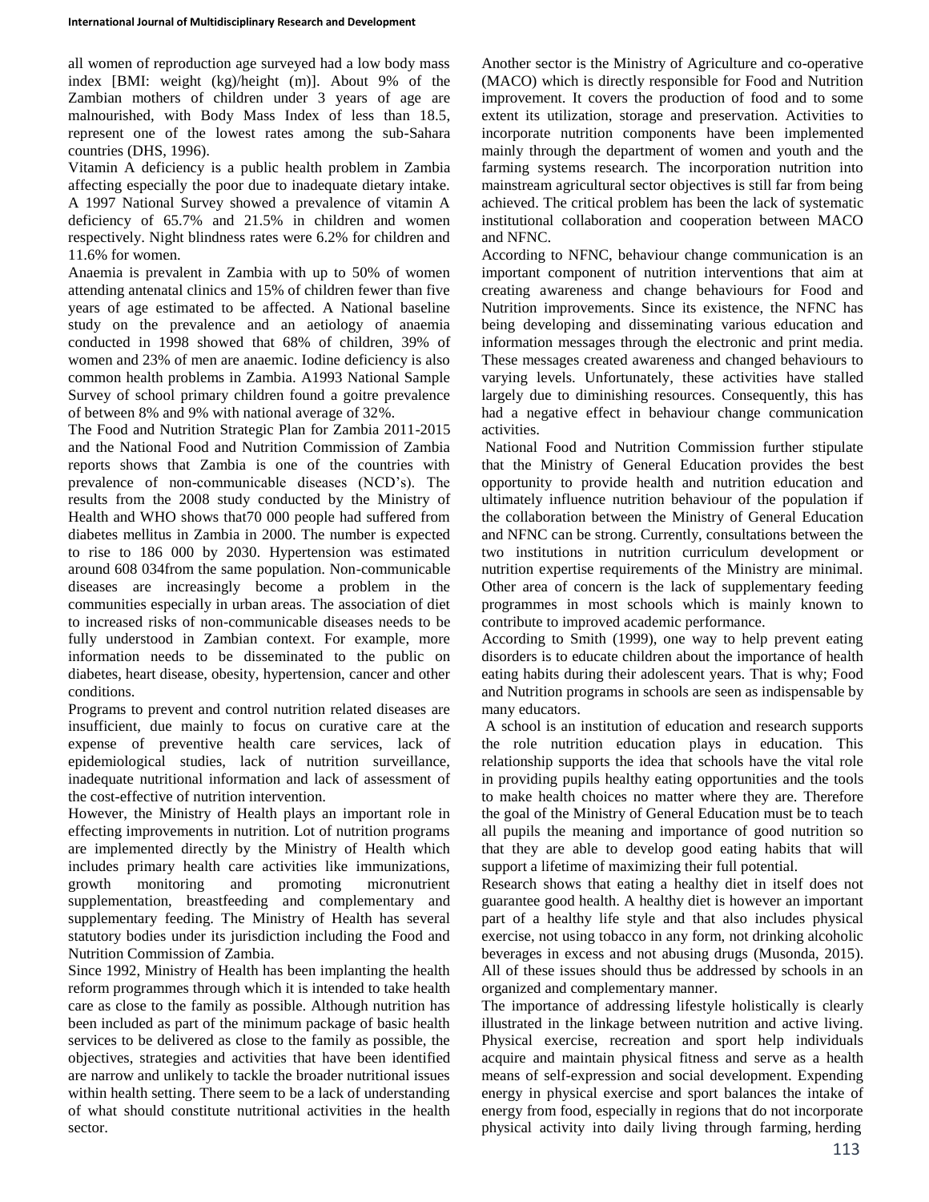all women of reproduction age surveyed had a low body mass index [BMI: weight (kg)/height (m)]. About 9% of the Zambian mothers of children under 3 years of age are malnourished, with Body Mass Index of less than 18.5, represent one of the lowest rates among the sub-Sahara countries (DHS, 1996).

Vitamin A deficiency is a public health problem in Zambia affecting especially the poor due to inadequate dietary intake. A 1997 National Survey showed a prevalence of vitamin A deficiency of 65.7% and 21.5% in children and women respectively. Night blindness rates were 6.2% for children and 11.6% for women.

Anaemia is prevalent in Zambia with up to 50% of women attending antenatal clinics and 15% of children fewer than five years of age estimated to be affected. A National baseline study on the prevalence and an aetiology of anaemia conducted in 1998 showed that 68% of children, 39% of women and 23% of men are anaemic. Iodine deficiency is also common health problems in Zambia. A1993 National Sample Survey of school primary children found a goitre prevalence of between 8% and 9% with national average of 32%.

The Food and Nutrition Strategic Plan for Zambia 2011-2015 and the National Food and Nutrition Commission of Zambia reports shows that Zambia is one of the countries with prevalence of non-communicable diseases (NCD's). The results from the 2008 study conducted by the Ministry of Health and WHO shows that70 000 people had suffered from diabetes mellitus in Zambia in 2000. The number is expected to rise to 186 000 by 2030. Hypertension was estimated around 608 034from the same population. Non-communicable diseases are increasingly become a problem in the communities especially in urban areas. The association of diet to increased risks of non-communicable diseases needs to be fully understood in Zambian context. For example, more information needs to be disseminated to the public on diabetes, heart disease, obesity, hypertension, cancer and other conditions.

Programs to prevent and control nutrition related diseases are insufficient, due mainly to focus on curative care at the expense of preventive health care services, lack of epidemiological studies, lack of nutrition surveillance, inadequate nutritional information and lack of assessment of the cost-effective of nutrition intervention.

However, the Ministry of Health plays an important role in effecting improvements in nutrition. Lot of nutrition programs are implemented directly by the Ministry of Health which includes primary health care activities like immunizations, growth monitoring and promoting micronutrient supplementation, breastfeeding and complementary and supplementary feeding. The Ministry of Health has several statutory bodies under its jurisdiction including the Food and Nutrition Commission of Zambia.

Since 1992, Ministry of Health has been implanting the health reform programmes through which it is intended to take health care as close to the family as possible. Although nutrition has been included as part of the minimum package of basic health services to be delivered as close to the family as possible, the objectives, strategies and activities that have been identified are narrow and unlikely to tackle the broader nutritional issues within health setting. There seem to be a lack of understanding of what should constitute nutritional activities in the health sector.

Another sector is the Ministry of Agriculture and co-operative (MACO) which is directly responsible for Food and Nutrition improvement. It covers the production of food and to some extent its utilization, storage and preservation. Activities to incorporate nutrition components have been implemented mainly through the department of women and youth and the farming systems research. The incorporation nutrition into mainstream agricultural sector objectives is still far from being achieved. The critical problem has been the lack of systematic institutional collaboration and cooperation between MACO and NFNC.

According to NFNC, behaviour change communication is an important component of nutrition interventions that aim at creating awareness and change behaviours for Food and Nutrition improvements. Since its existence, the NFNC has being developing and disseminating various education and information messages through the electronic and print media. These messages created awareness and changed behaviours to varying levels. Unfortunately, these activities have stalled largely due to diminishing resources. Consequently, this has had a negative effect in behaviour change communication activities.

National Food and Nutrition Commission further stipulate that the Ministry of General Education provides the best opportunity to provide health and nutrition education and ultimately influence nutrition behaviour of the population if the collaboration between the Ministry of General Education and NFNC can be strong. Currently, consultations between the two institutions in nutrition curriculum development or nutrition expertise requirements of the Ministry are minimal. Other area of concern is the lack of supplementary feeding programmes in most schools which is mainly known to contribute to improved academic performance.

According to Smith (1999), one way to help prevent eating disorders is to educate children about the importance of health eating habits during their adolescent years. That is why; Food and Nutrition programs in schools are seen as indispensable by many educators.

A school is an institution of education and research supports the role nutrition education plays in education. This relationship supports the idea that schools have the vital role in providing pupils healthy eating opportunities and the tools to make health choices no matter where they are. Therefore the goal of the Ministry of General Education must be to teach all pupils the meaning and importance of good nutrition so that they are able to develop good eating habits that will support a lifetime of maximizing their full potential.

Research shows that eating a healthy diet in itself does not guarantee good health. A healthy diet is however an important part of a healthy life style and that also includes physical exercise, not using tobacco in any form, not drinking alcoholic beverages in excess and not abusing drugs (Musonda, 2015). All of these issues should thus be addressed by schools in an organized and complementary manner.

The importance of addressing lifestyle holistically is clearly illustrated in the linkage between nutrition and active living. Physical exercise, recreation and sport help individuals acquire and maintain physical fitness and serve as a health means of self-expression and social development. Expending energy in physical exercise and sport balances the intake of energy from food, especially in regions that do not incorporate physical activity into daily living through farming, herding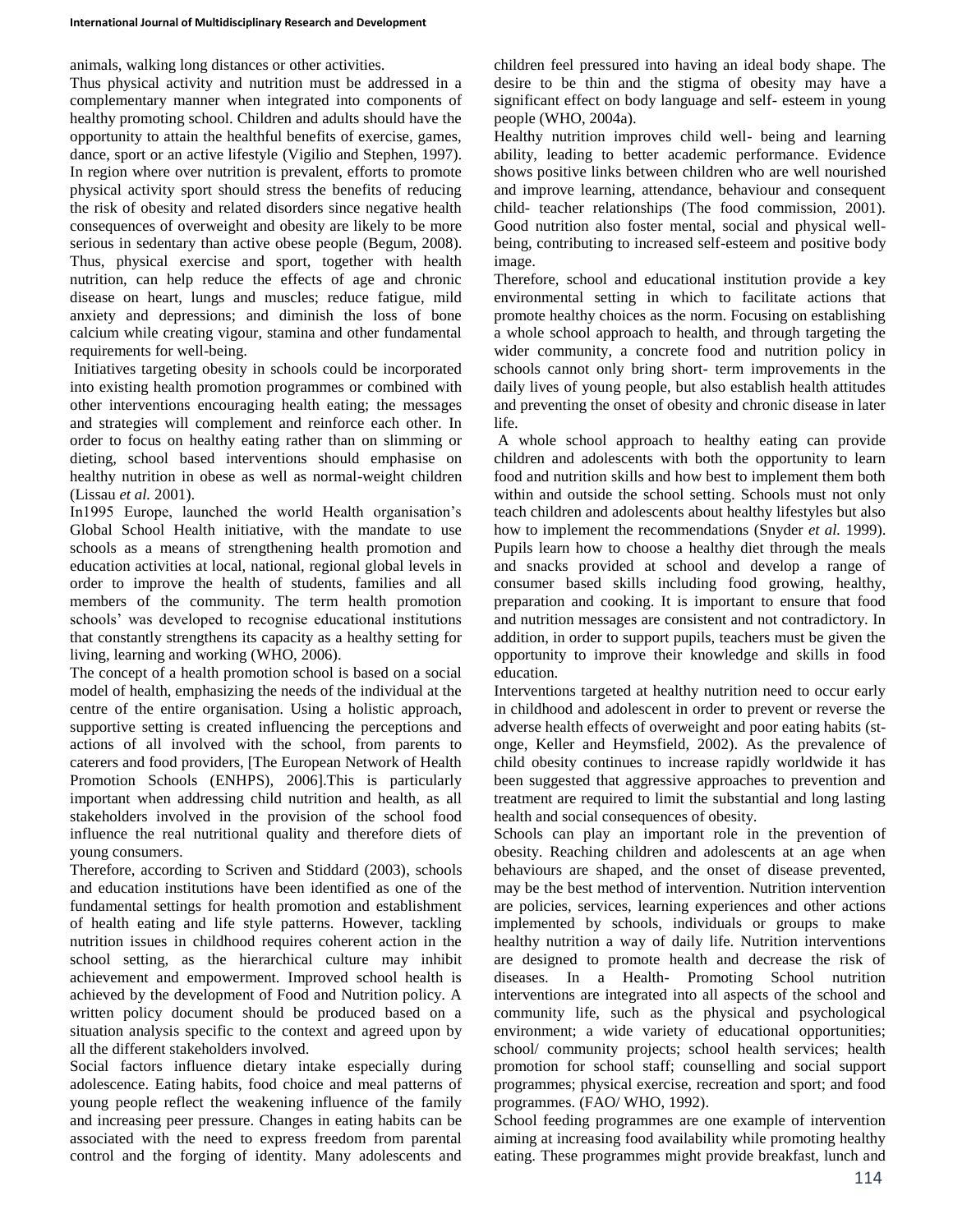animals, walking long distances or other activities.

Thus physical activity and nutrition must be addressed in a complementary manner when integrated into components of healthy promoting school. Children and adults should have the opportunity to attain the healthful benefits of exercise, games, dance, sport or an active lifestyle (Vigilio and Stephen, 1997). In region where over nutrition is prevalent, efforts to promote physical activity sport should stress the benefits of reducing the risk of obesity and related disorders since negative health consequences of overweight and obesity are likely to be more serious in sedentary than active obese people (Begum, 2008). Thus, physical exercise and sport, together with health nutrition, can help reduce the effects of age and chronic disease on heart, lungs and muscles; reduce fatigue, mild anxiety and depressions; and diminish the loss of bone calcium while creating vigour, stamina and other fundamental requirements for well-being.

Initiatives targeting obesity in schools could be incorporated into existing health promotion programmes or combined with other interventions encouraging health eating; the messages and strategies will complement and reinforce each other. In order to focus on healthy eating rather than on slimming or dieting, school based interventions should emphasise on healthy nutrition in obese as well as normal-weight children (Lissau *et al.* 2001).

In1995 Europe, launched the world Health organisation's Global School Health initiative, with the mandate to use schools as a means of strengthening health promotion and education activities at local, national, regional global levels in order to improve the health of students, families and all members of the community. The term health promotion schools' was developed to recognise educational institutions that constantly strengthens its capacity as a healthy setting for living, learning and working (WHO, 2006).

The concept of a health promotion school is based on a social model of health, emphasizing the needs of the individual at the centre of the entire organisation. Using a holistic approach, supportive setting is created influencing the perceptions and actions of all involved with the school, from parents to caterers and food providers, [The European Network of Health Promotion Schools (ENHPS), 2006].This is particularly important when addressing child nutrition and health, as all stakeholders involved in the provision of the school food influence the real nutritional quality and therefore diets of young consumers.

Therefore, according to Scriven and Stiddard (2003), schools and education institutions have been identified as one of the fundamental settings for health promotion and establishment of health eating and life style patterns. However, tackling nutrition issues in childhood requires coherent action in the school setting, as the hierarchical culture may inhibit achievement and empowerment. Improved school health is achieved by the development of Food and Nutrition policy. A written policy document should be produced based on a situation analysis specific to the context and agreed upon by all the different stakeholders involved.

Social factors influence dietary intake especially during adolescence. Eating habits, food choice and meal patterns of young people reflect the weakening influence of the family and increasing peer pressure. Changes in eating habits can be associated with the need to express freedom from parental control and the forging of identity. Many adolescents and children feel pressured into having an ideal body shape. The desire to be thin and the stigma of obesity may have a significant effect on body language and self- esteem in young people (WHO, 2004a).

Healthy nutrition improves child well- being and learning ability, leading to better academic performance. Evidence shows positive links between children who are well nourished and improve learning, attendance, behaviour and consequent child- teacher relationships (The food commission, 2001). Good nutrition also foster mental, social and physical well-being, contributing to increased self-esteem and positive body image.

Therefore, school and educational institution provide a key environmental setting in which to facilitate actions that promote healthy choices as the norm. Focusing on establishing a whole school approach to health, and through targeting the wider community, a concrete food and nutrition policy in schools cannot only bring short- term improvements in the daily lives of young people, but also establish health attitudes and preventing the onset of obesity and chronic disease in later life.

A whole school approach to healthy eating can provide children and adolescents with both the opportunity to learn food and nutrition skills and how best to implement them both within and outside the school setting. Schools must not only teach children and adolescents about healthy lifestyles but also how to implement the recommendations (Snyder *et al.* 1999). Pupils learn how to choose a healthy diet through the meals and snacks provided at school and develop a range of consumer based skills including food growing, healthy, preparation and cooking. It is important to ensure that food and nutrition messages are consistent and not contradictory. In addition, in order to support pupils, teachers must be given the opportunity to improve their knowledge and skills in food education.

Interventions targeted at healthy nutrition need to occur early in childhood and adolescent in order to prevent or reverse the adverse health effects of overweight and poor eating habits (st-onge, Keller and Heymsfield, 2002). As the prevalence of child obesity continues to increase rapidly worldwide it has been suggested that aggressive approaches to prevention and treatment are required to limit the substantial and long lasting health and social consequences of obesity.

Schools can play an important role in the prevention of obesity. Reaching children and adolescents at an age when behaviours are shaped, and the onset of disease prevented, may be the best method of intervention. Nutrition intervention are policies, services, learning experiences and other actions implemented by schools, individuals or groups to make healthy nutrition a way of daily life. Nutrition interventions are designed to promote health and decrease the risk of diseases. In a Health- Promoting School nutrition interventions are integrated into all aspects of the school and community life, such as the physical and psychological environment; a wide variety of educational opportunities; school/ community projects; school health services; health promotion for school staff; counselling and social support programmes; physical exercise, recreation and sport; and food programmes. (FAO/ WHO, 1992).

School feeding programmes are one example of intervention aiming at increasing food availability while promoting healthy eating. These programmes might provide breakfast, lunch and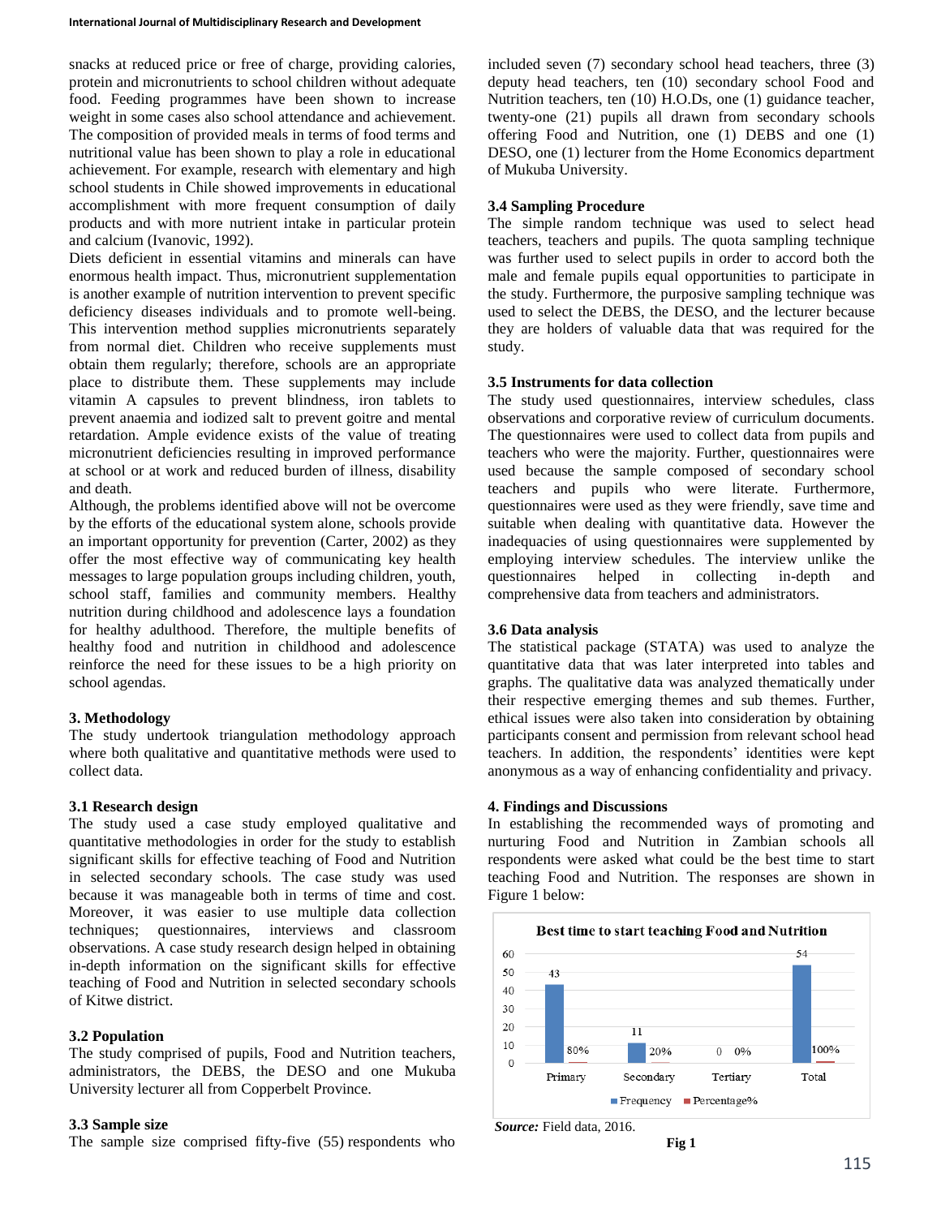snacks at reduced price or free of charge, providing calories, protein and micronutrients to school children without adequate food. Feeding programmes have been shown to increase weight in some cases also school attendance and achievement. The composition of provided meals in terms of food terms and nutritional value has been shown to play a role in educational achievement. For example, research with elementary and high school students in Chile showed improvements in educational accomplishment with more frequent consumption of daily products and with more nutrient intake in particular protein and calcium (Ivanovic, 1992).

Diets deficient in essential vitamins and minerals can have enormous health impact. Thus, micronutrient supplementation is another example of nutrition intervention to prevent specific deficiency diseases individuals and to promote well-being. This intervention method supplies micronutrients separately from normal diet. Children who receive supplements must obtain them regularly; therefore, schools are an appropriate place to distribute them. These supplements may include vitamin A capsules to prevent blindness, iron tablets to prevent anaemia and iodized salt to prevent goitre and mental retardation. Ample evidence exists of the value of treating micronutrient deficiencies resulting in improved performance at school or at work and reduced burden of illness, disability and death.

Although, the problems identified above will not be overcome by the efforts of the educational system alone, schools provide an important opportunity for prevention (Carter, 2002) as they offer the most effective way of communicating key health messages to large population groups including children, youth, school staff, families and community members. Healthy nutrition during childhood and adolescence lays a foundation for healthy adulthood. Therefore, the multiple benefits of healthy food and nutrition in childhood and adolescence reinforce the need for these issues to be a high priority on school agendas.

## 3. Methodology

The study undertook triangulation methodology approach where both qualitative and quantitative methods were used to collect data.

### 3.1 Research design

The study used a case study employed qualitative and quantitative methodologies in order for the study to establish significant skills for effective teaching of Food and Nutrition in selected secondary schools. The case study was used because it was manageable both in terms of time and cost. Moreover, it was easier to use multiple data collection techniques; questionnaires, interviews and classroom observations. A case study research design helped in obtaining in-depth information on the significant skills for effective teaching of Food and Nutrition in selected secondary schools of Kitwe district.

### 3.2 Population

The study comprised of pupils, Food and Nutrition teachers, administrators, the DEBS, the DESO and one Mukuba University lecturer all from Copperbelt Province.

### 3.3 Sample size

The sample size comprised fifty-five (55) respondents who included seven (7) secondary school head teachers, three (3) deputy head teachers, ten (10) secondary school Food and Nutrition teachers, ten (10) H.O.Ds, one (1) guidance teacher, twenty-one (21) pupils all drawn from secondary schools offering Food and Nutrition, one (1) DEBS and one (1) DESO, one (1) lecturer from the Home Economics department of Mukuba University.

### 3.4 Sampling Procedure

The simple random technique was used to select head teachers, teachers and pupils. The quota sampling technique was further used to select pupils in order to accord both the male and female pupils equal opportunities to participate in the study. Furthermore, the purposive sampling technique was used to select the DEBS, the DESO, and the lecturer because they are holders of valuable data that was required for the study.

### 3.5 Instruments for data collection

The study used questionnaires, interview schedules, class observations and corporative review of curriculum documents. The questionnaires were used to collect data from pupils and teachers who were the majority. Further, questionnaires were used because the sample composed of secondary school teachers and pupils who were literate. Furthermore, questionnaires were used as they were friendly, save time and suitable when dealing with quantitative data. However the inadequacies of using questionnaires were supplemented by employing interview schedules. The interview unlike the questionnaires helped in collecting in-depth and comprehensive data from teachers and administrators.

### 3.6 Data analysis

The statistical package (STATA) was used to analyze the quantitative data that was later interpreted into tables and graphs. The qualitative data was analyzed thematically under their respective emerging themes and sub themes. Further, ethical issues were also taken into consideration by obtaining participants consent and permission from relevant school head teachers. In addition, the respondents' identities were kept anonymous as a way of enhancing confidentiality and privacy.

## 4. Findings and Discussions

In establishing the recommended ways of promoting and nurturing Food and Nutrition in Zambian schools all respondents were asked what could be the best time to start teaching Food and Nutrition. The responses are shown in Figure 1 below:

**Best time to start teaching Food and Nutrition**

| | Frequency | Percentage% |
|---|---|---|
| Primary | 43 | 80% |
| Secondary | 11 | 20% |
| Tertiary | 0 | 0% |
| Total | 54 | 100% |

*Source:* Field data, 2016.

**Fig 1**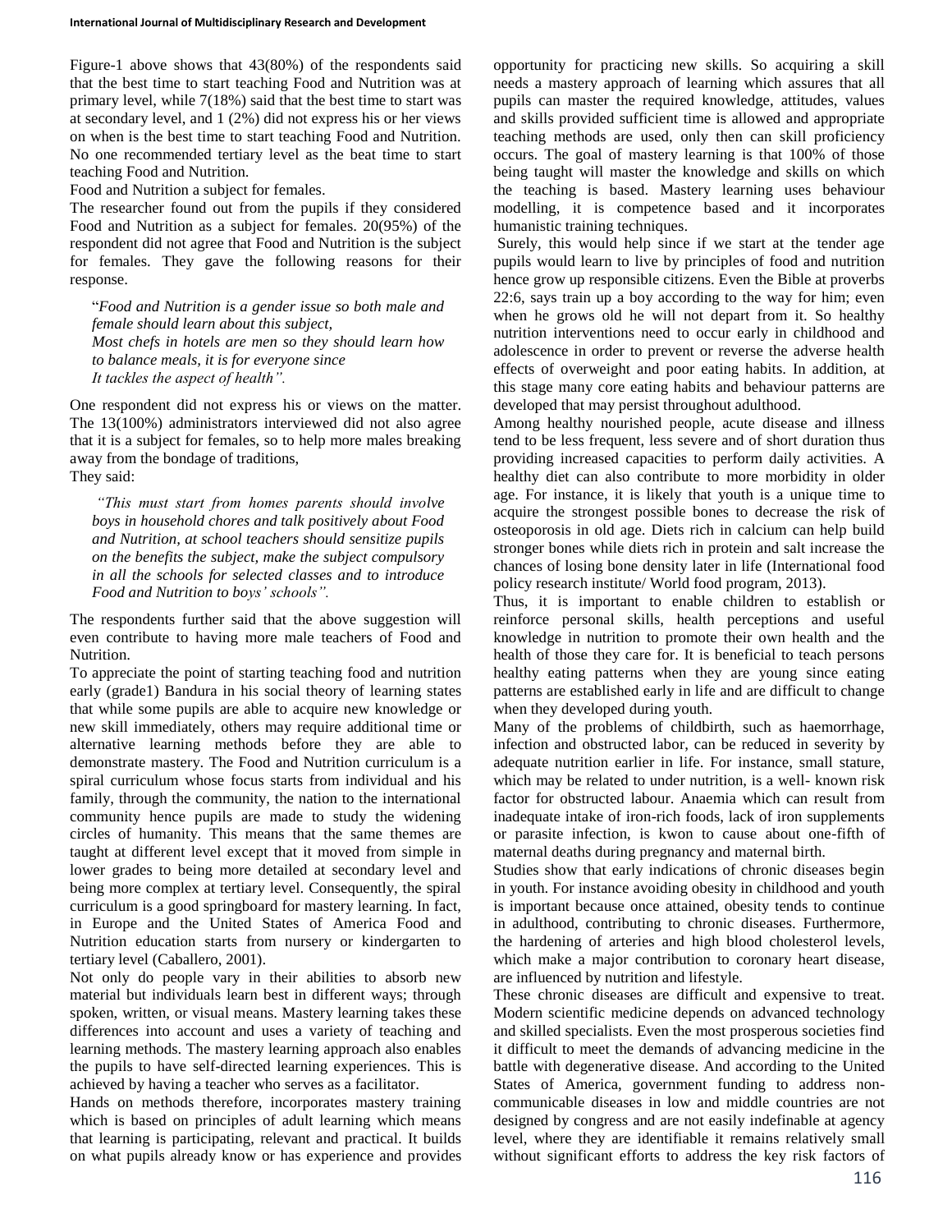Figure-1 above shows that 43(80%) of the respondents said that the best time to start teaching Food and Nutrition was at primary level, while 7(18%) said that the best time to start was at secondary level, and 1 (2%) did not express his or her views on when is the best time to start teaching Food and Nutrition. No one recommended tertiary level as the beat time to start teaching Food and Nutrition.

Food and Nutrition a subject for females.

The researcher found out from the pupils if they considered Food and Nutrition as a subject for females. 20(95%) of the respondent did not agree that Food and Nutrition is the subject for females. They gave the following reasons for their response.

> "*Food and Nutrition is a gender issue so both male and female should learn about this subject,*
> *Most chefs in hotels are men so they should learn how to balance meals, it is for everyone since*
> *It tackles the aspect of health".*

One respondent did not express his or views on the matter. The 13(100%) administrators interviewed did not also agree that it is a subject for females, so to help more males breaking away from the bondage of traditions,

They said:

> *"This must start from homes parents should involve boys in household chores and talk positively about Food and Nutrition, at school teachers should sensitize pupils on the benefits the subject, make the subject compulsory in all the schools for selected classes and to introduce Food and Nutrition to boys' schools".*

The respondents further said that the above suggestion will even contribute to having more male teachers of Food and Nutrition.

To appreciate the point of starting teaching food and nutrition early (grade1) Bandura in his social theory of learning states that while some pupils are able to acquire new knowledge or new skill immediately, others may require additional time or alternative learning methods before they are able to demonstrate mastery. The Food and Nutrition curriculum is a spiral curriculum whose focus starts from individual and his family, through the community, the nation to the international community hence pupils are made to study the widening circles of humanity. This means that the same themes are taught at different level except that it moved from simple in lower grades to being more detailed at secondary level and being more complex at tertiary level. Consequently, the spiral curriculum is a good springboard for mastery learning. In fact, in Europe and the United States of America Food and Nutrition education starts from nursery or kindergarten to tertiary level (Caballero, 2001).

Not only do people vary in their abilities to absorb new material but individuals learn best in different ways; through spoken, written, or visual means. Mastery learning takes these differences into account and uses a variety of teaching and learning methods. The mastery learning approach also enables the pupils to have self-directed learning experiences. This is achieved by having a teacher who serves as a facilitator.

Hands on methods therefore, incorporates mastery training which is based on principles of adult learning which means that learning is participating, relevant and practical. It builds on what pupils already know or has experience and provides opportunity for practicing new skills. So acquiring a skill needs a mastery approach of learning which assures that all pupils can master the required knowledge, attitudes, values and skills provided sufficient time is allowed and appropriate teaching methods are used, only then can skill proficiency occurs. The goal of mastery learning is that 100% of those being taught will master the knowledge and skills on which the teaching is based. Mastery learning uses behaviour modelling, it is competence based and it incorporates humanistic training techniques.

Surely, this would help since if we start at the tender age pupils would learn to live by principles of food and nutrition hence grow up responsible citizens. Even the Bible at proverbs 22:6, says train up a boy according to the way for him; even when he grows old he will not depart from it. So healthy nutrition interventions need to occur early in childhood and adolescence in order to prevent or reverse the adverse health effects of overweight and poor eating habits. In addition, at this stage many core eating habits and behaviour patterns are developed that may persist throughout adulthood.

Among healthy nourished people, acute disease and illness tend to be less frequent, less severe and of short duration thus providing increased capacities to perform daily activities. A healthy diet can also contribute to more morbidity in older age. For instance, it is likely that youth is a unique time to acquire the strongest possible bones to decrease the risk of osteoporosis in old age. Diets rich in calcium can help build stronger bones while diets rich in protein and salt increase the chances of losing bone density later in life (International food policy research institute/ World food program, 2013).

Thus, it is important to enable children to establish or reinforce personal skills, health perceptions and useful knowledge in nutrition to promote their own health and the health of those they care for. It is beneficial to teach persons healthy eating patterns when they are young since eating patterns are established early in life and are difficult to change when they developed during youth.

Many of the problems of childbirth, such as haemorrhage, infection and obstructed labor, can be reduced in severity by adequate nutrition earlier in life. For instance, small stature, which may be related to under nutrition, is a well- known risk factor for obstructed labour. Anaemia which can result from inadequate intake of iron-rich foods, lack of iron supplements or parasite infection, is kwon to cause about one-fifth of maternal deaths during pregnancy and maternal birth.

Studies show that early indications of chronic diseases begin in youth. For instance avoiding obesity in childhood and youth is important because once attained, obesity tends to continue in adulthood, contributing to chronic diseases. Furthermore, the hardening of arteries and high blood cholesterol levels, which make a major contribution to coronary heart disease, are influenced by nutrition and lifestyle.

These chronic diseases are difficult and expensive to treat. Modern scientific medicine depends on advanced technology and skilled specialists. Even the most prosperous societies find it difficult to meet the demands of advancing medicine in the battle with degenerative disease. And according to the United States of America, government funding to address non-communicable diseases in low and middle countries are not designed by congress and are not easily indefinable at agency level, where they are identifiable it remains relatively small without significant efforts to address the key risk factors of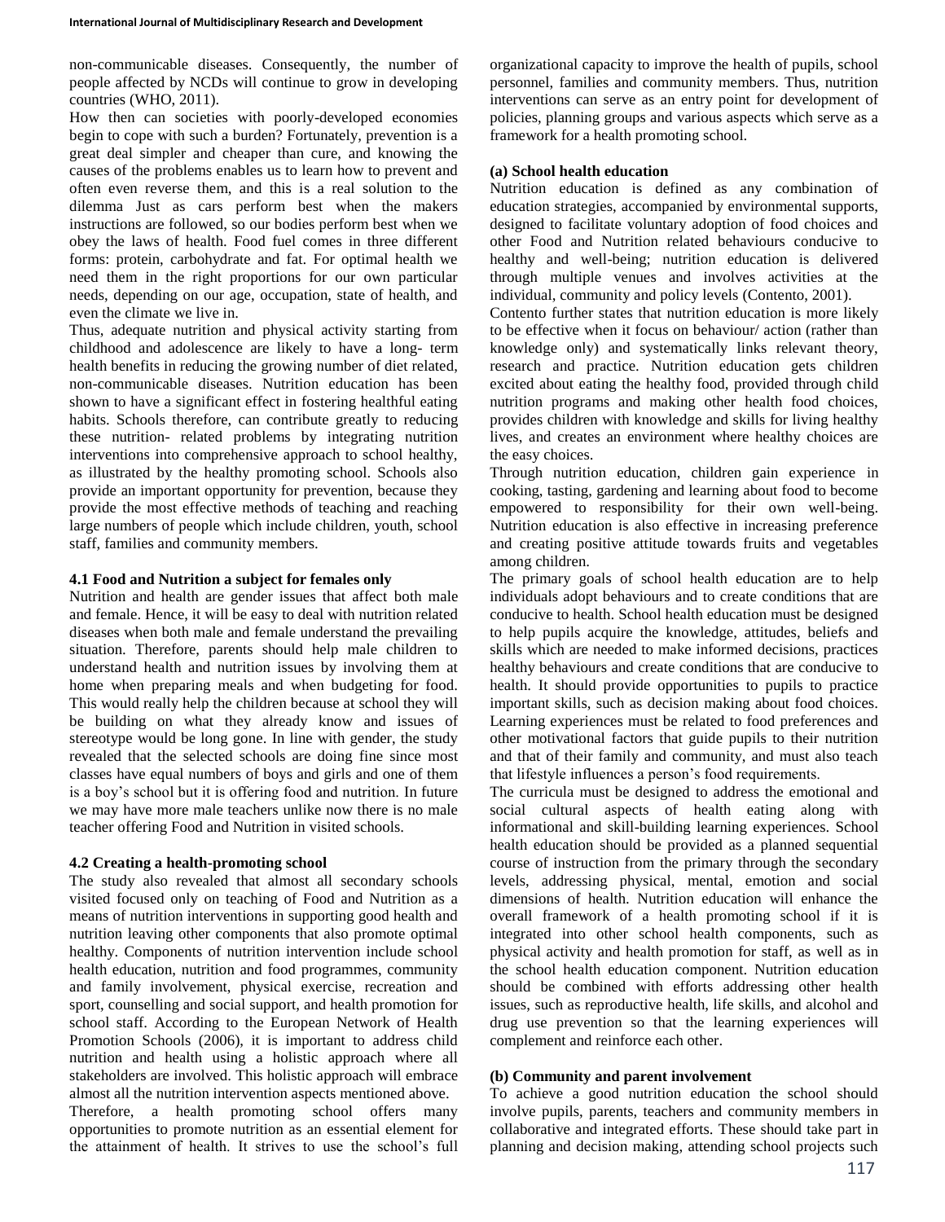non-communicable diseases. Consequently, the number of people affected by NCDs will continue to grow in developing countries (WHO, 2011).

How then can societies with poorly-developed economies begin to cope with such a burden? Fortunately, prevention is a great deal simpler and cheaper than cure, and knowing the causes of the problems enables us to learn how to prevent and often even reverse them, and this is a real solution to the dilemma Just as cars perform best when the makers instructions are followed, so our bodies perform best when we obey the laws of health. Food fuel comes in three different forms: protein, carbohydrate and fat. For optimal health we need them in the right proportions for our own particular needs, depending on our age, occupation, state of health, and even the climate we live in.

Thus, adequate nutrition and physical activity starting from childhood and adolescence are likely to have a long- term health benefits in reducing the growing number of diet related, non-communicable diseases. Nutrition education has been shown to have a significant effect in fostering healthful eating habits. Schools therefore, can contribute greatly to reducing these nutrition- related problems by integrating nutrition interventions into comprehensive approach to school healthy, as illustrated by the healthy promoting school. Schools also provide an important opportunity for prevention, because they provide the most effective methods of teaching and reaching large numbers of people which include children, youth, school staff, families and community members.

### 4.1 Food and Nutrition a subject for females only

Nutrition and health are gender issues that affect both male and female. Hence, it will be easy to deal with nutrition related diseases when both male and female understand the prevailing situation. Therefore, parents should help male children to understand health and nutrition issues by involving them at home when preparing meals and when budgeting for food. This would really help the children because at school they will be building on what they already know and issues of stereotype would be long gone. In line with gender, the study revealed that the selected schools are doing fine since most classes have equal numbers of boys and girls and one of them is a boy's school but it is offering food and nutrition. In future we may have more male teachers unlike now there is no male teacher offering Food and Nutrition in visited schools.

### 4.2 Creating a health-promoting school

The study also revealed that almost all secondary schools visited focused only on teaching of Food and Nutrition as a means of nutrition interventions in supporting good health and nutrition leaving other components that also promote optimal healthy. Components of nutrition intervention include school health education, nutrition and food programmes, community and family involvement, physical exercise, recreation and sport, counselling and social support, and health promotion for school staff. According to the European Network of Health Promotion Schools (2006), it is important to address child nutrition and health using a holistic approach where all stakeholders are involved. This holistic approach will embrace almost all the nutrition intervention aspects mentioned above.

Therefore, a health promoting school offers many opportunities to promote nutrition as an essential element for the attainment of health. It strives to use the school's full organizational capacity to improve the health of pupils, school personnel, families and community members. Thus, nutrition interventions can serve as an entry point for development of policies, planning groups and various aspects which serve as a framework for a health promoting school.

#### (a) School health education

Nutrition education is defined as any combination of education strategies, accompanied by environmental supports, designed to facilitate voluntary adoption of food choices and other Food and Nutrition related behaviours conducive to healthy and well-being; nutrition education is delivered through multiple venues and involves activities at the individual, community and policy levels (Contento, 2001).

Contento further states that nutrition education is more likely to be effective when it focus on behaviour/ action (rather than knowledge only) and systematically links relevant theory, research and practice. Nutrition education gets children excited about eating the healthy food, provided through child nutrition programs and making other health food choices, provides children with knowledge and skills for living healthy lives, and creates an environment where healthy choices are the easy choices.

Through nutrition education, children gain experience in cooking, tasting, gardening and learning about food to become empowered to responsibility for their own well-being. Nutrition education is also effective in increasing preference and creating positive attitude towards fruits and vegetables among children.

The primary goals of school health education are to help individuals adopt behaviours and to create conditions that are conducive to health. School health education must be designed to help pupils acquire the knowledge, attitudes, beliefs and skills which are needed to make informed decisions, practices healthy behaviours and create conditions that are conducive to health. It should provide opportunities to pupils to practice important skills, such as decision making about food choices. Learning experiences must be related to food preferences and other motivational factors that guide pupils to their nutrition and that of their family and community, and must also teach that lifestyle influences a person's food requirements.

The curricula must be designed to address the emotional and social cultural aspects of health eating along with informational and skill-building learning experiences. School health education should be provided as a planned sequential course of instruction from the primary through the secondary levels, addressing physical, mental, emotion and social dimensions of health. Nutrition education will enhance the overall framework of a health promoting school if it is integrated into other school health components, such as physical activity and health promotion for staff, as well as in the school health education component. Nutrition education should be combined with efforts addressing other health issues, such as reproductive health, life skills, and alcohol and drug use prevention so that the learning experiences will complement and reinforce each other.

#### (b) Community and parent involvement

To achieve a good nutrition education the school should involve pupils, parents, teachers and community members in collaborative and integrated efforts. These should take part in planning and decision making, attending school projects such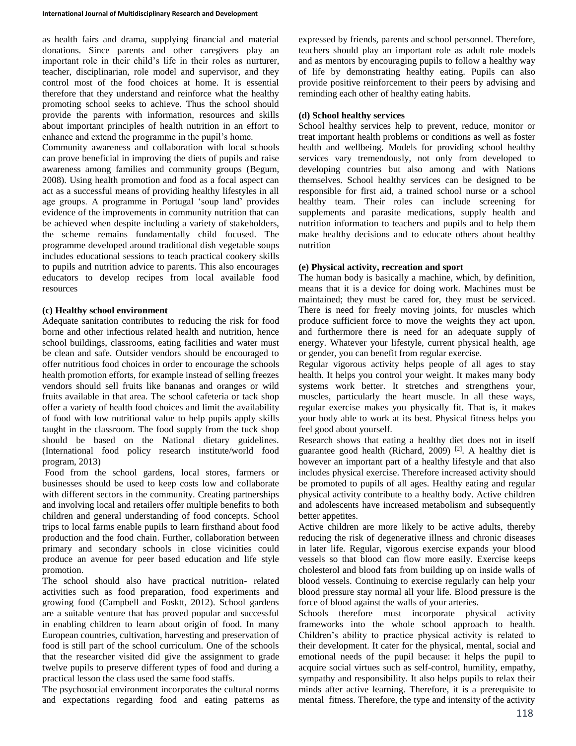as health fairs and drama, supplying financial and material donations. Since parents and other caregivers play an important role in their child's life in their roles as nurturer, teacher, disciplinarian, role model and supervisor, and they control most of the food choices at home. It is essential therefore that they understand and reinforce what the healthy promoting school seeks to achieve. Thus the school should provide the parents with information, resources and skills about important principles of health nutrition in an effort to enhance and extend the programme in the pupil's home.

Community awareness and collaboration with local schools can prove beneficial in improving the diets of pupils and raise awareness among families and community groups (Begum, 2008). Using health promotion and food as a focal aspect can act as a successful means of providing healthy lifestyles in all age groups. A programme in Portugal 'soup land' provides evidence of the improvements in community nutrition that can be achieved when despite including a variety of stakeholders, the scheme remains fundamentally child focused. The programme developed around traditional dish vegetable soups includes educational sessions to teach practical cookery skills to pupils and nutrition advice to parents. This also encourages educators to develop recipes from local available food resources

**(c) Healthy school environment**

Adequate sanitation contributes to reducing the risk for food borne and other infectious related health and nutrition, hence school buildings, classrooms, eating facilities and water must be clean and safe. Outsider vendors should be encouraged to offer nutritious food choices in order to encourage the schools health promotion efforts, for example instead of selling freezes vendors should sell fruits like bananas and oranges or wild fruits available in that area. The school cafeteria or tack shop offer a variety of health food choices and limit the availability of food with low nutritional value to help pupils apply skills taught in the classroom. The food supply from the tuck shop should be based on the National dietary guidelines. (International food policy research institute/world food program, 2013)

Food from the school gardens, local stores, farmers or businesses should be used to keep costs low and collaborate with different sectors in the community. Creating partnerships and involving local and retailers offer multiple benefits to both children and general understanding of food concepts. School trips to local farms enable pupils to learn firsthand about food production and the food chain. Further, collaboration between primary and secondary schools in close vicinities could produce an avenue for peer based education and life style promotion.

The school should also have practical nutrition- related activities such as food preparation, food experiments and growing food (Campbell and Fosktt, 2012). School gardens are a suitable venture that has proved popular and successful in enabling children to learn about origin of food. In many European countries, cultivation, harvesting and preservation of food is still part of the school curriculum. One of the schools that the researcher visited did give the assignment to grade twelve pupils to preserve different types of food and during a practical lesson the class used the same food staffs.

The psychosocial environment incorporates the cultural norms and expectations regarding food and eating patterns as expressed by friends, parents and school personnel. Therefore, teachers should play an important role as adult role models and as mentors by encouraging pupils to follow a healthy way of life by demonstrating healthy eating. Pupils can also provide positive reinforcement to their peers by advising and reminding each other of healthy eating habits.

**(d) School healthy services**

School healthy services help to prevent, reduce, monitor or treat important health problems or conditions as well as foster health and wellbeing. Models for providing school healthy services vary tremendously, not only from developed to developing countries but also among and with Nations themselves. School healthy services can be designed to be responsible for first aid, a trained school nurse or a school healthy team. Their roles can include screening for supplements and parasite medications, supply health and nutrition information to teachers and pupils and to help them make healthy decisions and to educate others about healthy nutrition

**(e) Physical activity, recreation and sport**

The human body is basically a machine, which, by definition, means that it is a device for doing work. Machines must be maintained; they must be cared for, they must be serviced. There is need for freely moving joints, for muscles which produce sufficient force to move the weights they act upon, and furthermore there is need for an adequate supply of energy. Whatever your lifestyle, current physical health, age or gender, you can benefit from regular exercise.

Regular vigorous activity helps people of all ages to stay health. It helps you control your weight. It makes many body systems work better. It stretches and strengthens your, muscles, particularly the heart muscle. In all these ways, regular exercise makes you physically fit. That is, it makes your body able to work at its best. Physical fitness helps you feel good about yourself.

Research shows that eating a healthy diet does not in itself guarantee good health (Richard, 2009) [2]. A healthy diet is however an important part of a healthy lifestyle and that also includes physical exercise. Therefore increased activity should be promoted to pupils of all ages. Healthy eating and regular physical activity contribute to a healthy body. Active children and adolescents have increased metabolism and subsequently better appetites.

Active children are more likely to be active adults, thereby reducing the risk of degenerative illness and chronic diseases in later life. Regular, vigorous exercise expands your blood vessels so that blood can flow more easily. Exercise keeps cholesterol and blood fats from building up on inside walls of blood vessels. Continuing to exercise regularly can help your blood pressure stay normal all your life. Blood pressure is the force of blood against the walls of your arteries.

Schools therefore must incorporate physical activity frameworks into the whole school approach to health. Children's ability to practice physical activity is related to their development. It cater for the physical, mental, social and emotional needs of the pupil because: it helps the pupil to acquire social virtues such as self-control, humility, empathy, sympathy and responsibility. It also helps pupils to relax their minds after active learning. Therefore, it is a prerequisite to mental fitness. Therefore, the type and intensity of the activity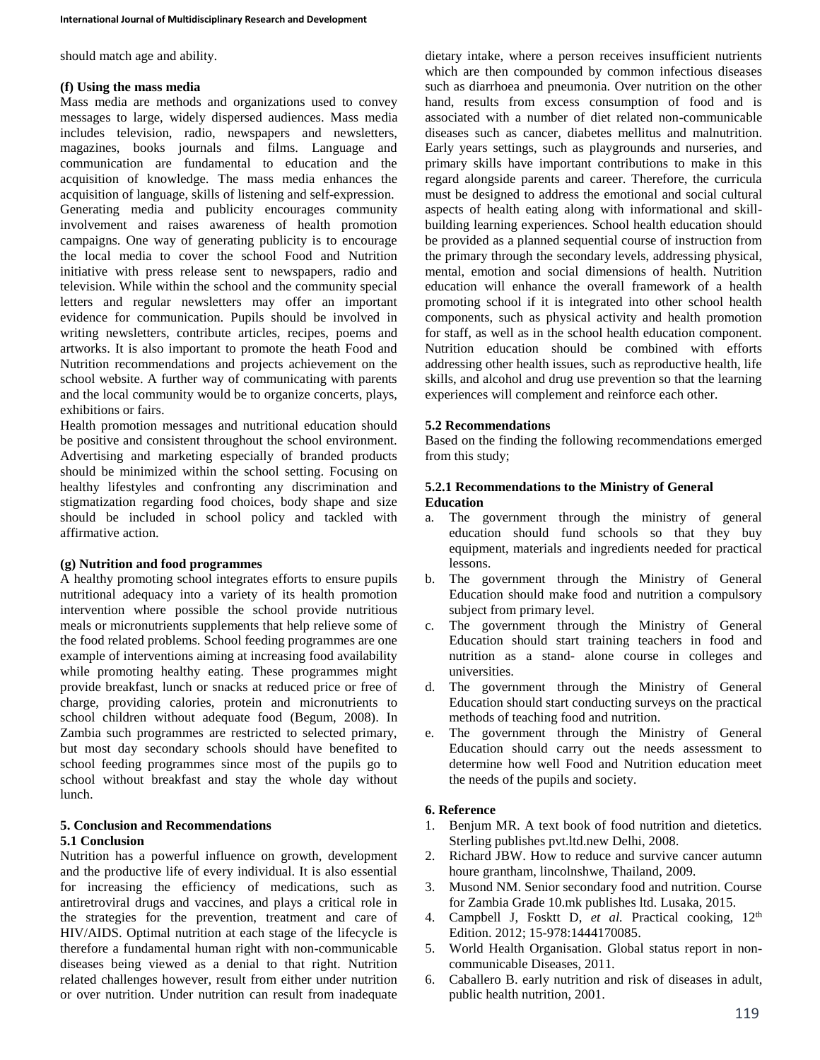should match age and ability.

**(f) Using the mass media**

Mass media are methods and organizations used to convey messages to large, widely dispersed audiences. Mass media includes television, radio, newspapers and newsletters, magazines, books journals and films. Language and communication are fundamental to education and the acquisition of knowledge. The mass media enhances the acquisition of language, skills of listening and self-expression. Generating media and publicity encourages community involvement and raises awareness of health promotion campaigns. One way of generating publicity is to encourage the local media to cover the school Food and Nutrition initiative with press release sent to newspapers, radio and television. While within the school and the community special letters and regular newsletters may offer an important evidence for communication. Pupils should be involved in writing newsletters, contribute articles, recipes, poems and artworks. It is also important to promote the heath Food and Nutrition recommendations and projects achievement on the school website. A further way of communicating with parents and the local community would be to organize concerts, plays, exhibitions or fairs.

Health promotion messages and nutritional education should be positive and consistent throughout the school environment. Advertising and marketing especially of branded products should be minimized within the school setting. Focusing on healthy lifestyles and confronting any discrimination and stigmatization regarding food choices, body shape and size should be included in school policy and tackled with affirmative action.

**(g) Nutrition and food programmes**

A healthy promoting school integrates efforts to ensure pupils nutritional adequacy into a variety of its health promotion intervention where possible the school provide nutritious meals or micronutrients supplements that help relieve some of the food related problems. School feeding programmes are one example of interventions aiming at increasing food availability while promoting healthy eating. These programmes might provide breakfast, lunch or snacks at reduced price or free of charge, providing calories, protein and micronutrients to school children without adequate food (Begum, 2008). In Zambia such programmes are restricted to selected primary, but most day secondary schools should have benefited to school feeding programmes since most of the pupils go to school without breakfast and stay the whole day without lunch.

## 5. Conclusion and Recommendations

### 5.1 Conclusion

Nutrition has a powerful influence on growth, development and the productive life of every individual. It is also essential for increasing the efficiency of medications, such as antiretroviral drugs and vaccines, and plays a critical role in the strategies for the prevention, treatment and care of HIV/AIDS. Optimal nutrition at each stage of the lifecycle is therefore a fundamental human right with non-communicable diseases being viewed as a denial to that right. Nutrition related challenges however, result from either under nutrition or over nutrition. Under nutrition can result from inadequate dietary intake, where a person receives insufficient nutrients which are then compounded by common infectious diseases such as diarrhoea and pneumonia. Over nutrition on the other hand, results from excess consumption of food and is associated with a number of diet related non-communicable diseases such as cancer, diabetes mellitus and malnutrition. Early years settings, such as playgrounds and nurseries, and primary skills have important contributions to make in this regard alongside parents and career. Therefore, the curricula must be designed to address the emotional and social cultural aspects of health eating along with informational and skill-building learning experiences. School health education should be provided as a planned sequential course of instruction from the primary through the secondary levels, addressing physical, mental, emotion and social dimensions of health. Nutrition education will enhance the overall framework of a health promoting school if it is integrated into other school health components, such as physical activity and health promotion for staff, as well as in the school health education component. Nutrition education should be combined with efforts addressing other health issues, such as reproductive health, life skills, and alcohol and drug use prevention so that the learning experiences will complement and reinforce each other.

### 5.2 Recommendations

Based on the finding the following recommendations emerged from this study;

#### 5.2.1 Recommendations to the Ministry of General Education

a. The government through the ministry of general education should fund schools so that they buy equipment, materials and ingredients needed for practical lessons.
b. The government through the Ministry of General Education should make food and nutrition a compulsory subject from primary level.
c. The government through the Ministry of General Education should start training teachers in food and nutrition as a stand- alone course in colleges and universities.
d. The government through the Ministry of General Education should start conducting surveys on the practical methods of teaching food and nutrition.
e. The government through the Ministry of General Education should carry out the needs assessment to determine how well Food and Nutrition education meet the needs of the pupils and society.

## 6. Reference

1. Benjum MR. A text book of food nutrition and dietetics. Sterling publishes pvt.ltd.new Delhi, 2008.
2. Richard JBW. How to reduce and survive cancer autumn houre grantham, lincolnshwe, Thailand, 2009.
3. Musond NM. Senior secondary food and nutrition. Course for Zambia Grade 10.mk publishes ltd. Lusaka, 2015.
4. Campbell J, Fosktt D, *et al.* Practical cooking, 12th Edition. 2012; 15-978:1444170085.
5. World Health Organisation. Global status report in non-communicable Diseases, 2011.
6. Caballero B. early nutrition and risk of diseases in adult, public health nutrition, 2001.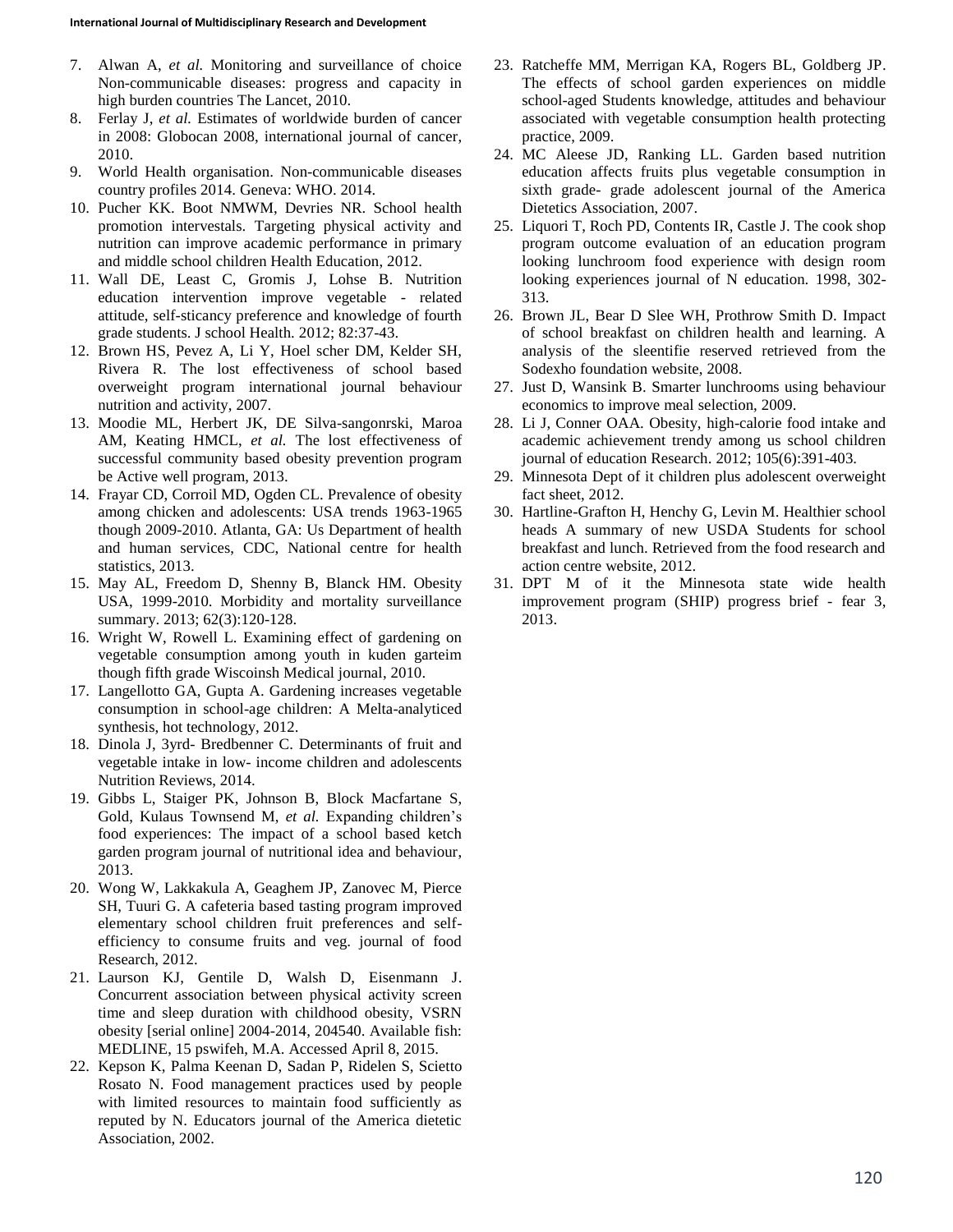7. Alwan A, *et al.* Monitoring and surveillance of choice Non-communicable diseases: progress and capacity in high burden countries The Lancet, 2010.
8. Ferlay J, *et al.* Estimates of worldwide burden of cancer in 2008: Globocan 2008, international journal of cancer, 2010.
9. World Health organisation. Non-communicable diseases country profiles 2014. Geneva: WHO. 2014.
10. Pucher KK. Boot NMWM, Devries NR. School health promotion intervestals. Targeting physical activity and nutrition can improve academic performance in primary and middle school children Health Education, 2012.
11. Wall DE, Least C, Gromis J, Lohse B. Nutrition education intervention improve vegetable - related attitude, self-sticancy preference and knowledge of fourth grade students. J school Health. 2012; 82:37-43.
12. Brown HS, Pevez A, Li Y, Hoel scher DM, Kelder SH, Rivera R. The lost effectiveness of school based overweight program international journal behaviour nutrition and activity, 2007.
13. Moodie ML, Herbert JK, DE Silva-sangonrski, Maroa AM, Keating HMCL, *et al.* The lost effectiveness of successful community based obesity prevention program be Active well program, 2013.
14. Frayar CD, Corroil MD, Ogden CL. Prevalence of obesity among chicken and adolescents: USA trends 1963-1965 though 2009-2010. Atlanta, GA: Us Department of health and human services, CDC, National centre for health statistics, 2013.
15. May AL, Freedom D, Shenny B, Blanck HM. Obesity USA, 1999-2010. Morbidity and mortality surveillance summary. 2013; 62(3):120-128.
16. Wright W, Rowell L. Examining effect of gardening on vegetable consumption among youth in kuden garteim though fifth grade Wiscoinsh Medical journal, 2010.
17. Langellotto GA, Gupta A. Gardening increases vegetable consumption in school-age children: A Melta-analyticed synthesis, hot technology, 2012.
18. Dinola J, 3yrd- Bredbenner C. Determinants of fruit and vegetable intake in low- income children and adolescents Nutrition Reviews, 2014.
19. Gibbs L, Staiger PK, Johnson B, Block Macfartane S, Gold, Kulaus Townsend M, *et al.* Expanding children's food experiences: The impact of a school based ketch garden program journal of nutritional idea and behaviour, 2013.
20. Wong W, Lakkakula A, Geaghem JP, Zanovec M, Pierce SH, Tuuri G. A cafeteria based tasting program improved elementary school children fruit preferences and self-efficiency to consume fruits and veg. journal of food Research, 2012.
21. Laurson KJ, Gentile D, Walsh D, Eisenmann J. Concurrent association between physical activity screen time and sleep duration with childhood obesity, VSRN obesity [serial online] 2004-2014, 204540. Available fish: MEDLINE, 15 pswifeh, M.A. Accessed April 8, 2015.
22. Kepson K, Palma Keenan D, Sadan P, Ridelen S, Scietto Rosato N. Food management practices used by people with limited resources to maintain food sufficiently as reputed by N. Educators journal of the America dietetic Association, 2002.
23. Ratcheffe MM, Merrigan KA, Rogers BL, Goldberg JP. The effects of school garden experiences on middle school-aged Students knowledge, attitudes and behaviour associated with vegetable consumption health protecting practice, 2009.
24. MC Aleese JD, Ranking LL. Garden based nutrition education affects fruits plus vegetable consumption in sixth grade- grade adolescent journal of the America Dietetics Association, 2007.
25. Liquori T, Roch PD, Contents IR, Castle J. The cook shop program outcome evaluation of an education program looking lunchroom food experience with design room looking experiences journal of N education. 1998, 302-313.
26. Brown JL, Bear D Slee WH, Prothrow Smith D. Impact of school breakfast on children health and learning. A analysis of the sleentifie reserved retrieved from the Sodexho foundation website, 2008.
27. Just D, Wansink B. Smarter lunchrooms using behaviour economics to improve meal selection, 2009.
28. Li J, Conner OAA. Obesity, high-calorie food intake and academic achievement trendy among us school children journal of education Research. 2012; 105(6):391-403.
29. Minnesota Dept of it children plus adolescent overweight fact sheet, 2012.
30. Hartline-Grafton H, Henchy G, Levin M. Healthier school heads A summary of new USDA Students for school breakfast and lunch. Retrieved from the food research and action centre website, 2012.
31. DPT M of it the Minnesota state wide health improvement program (SHIP) progress brief - fear 3, 2013.